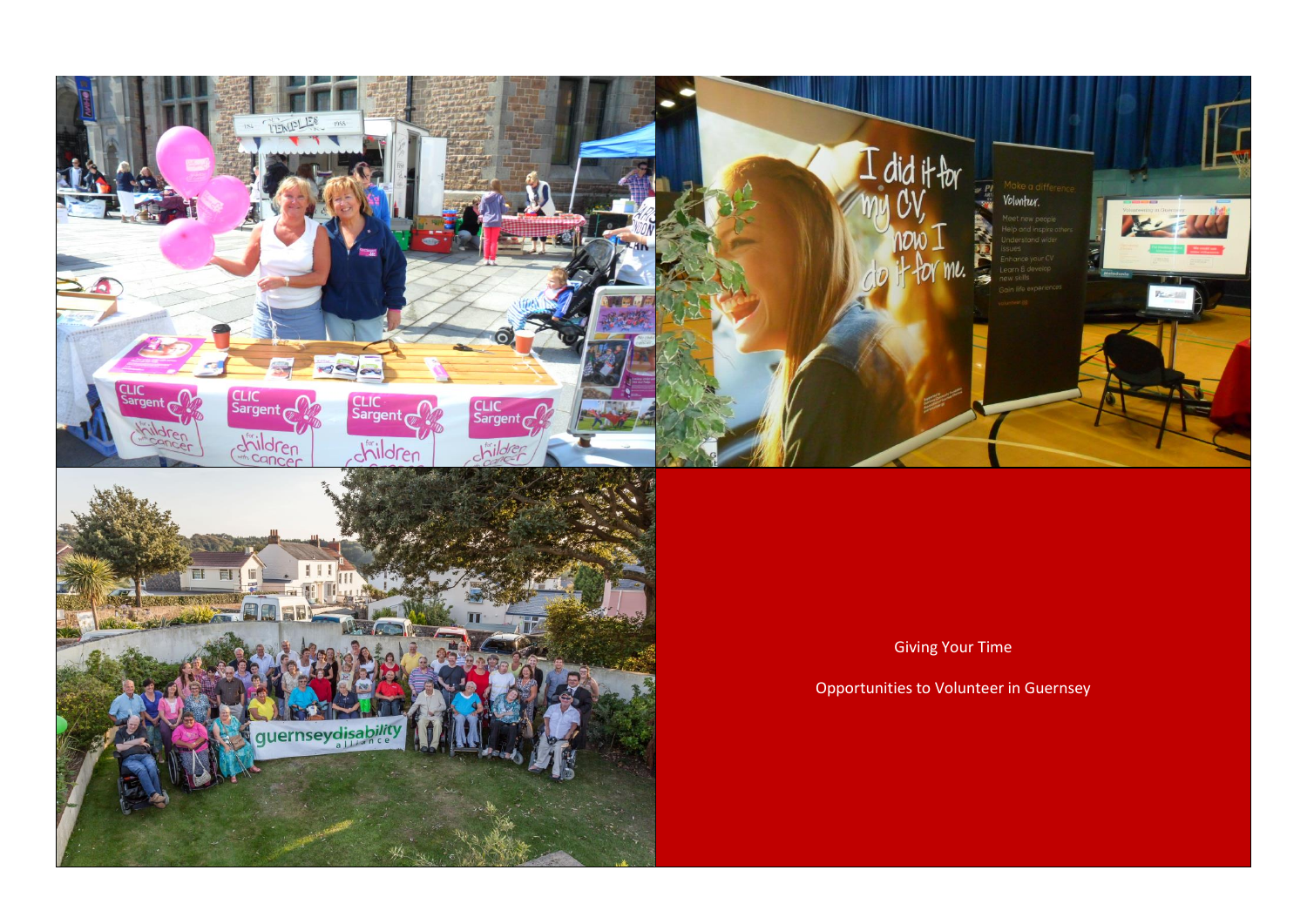# Giving Your Time

## Opportunities to Volunteer in Guernsey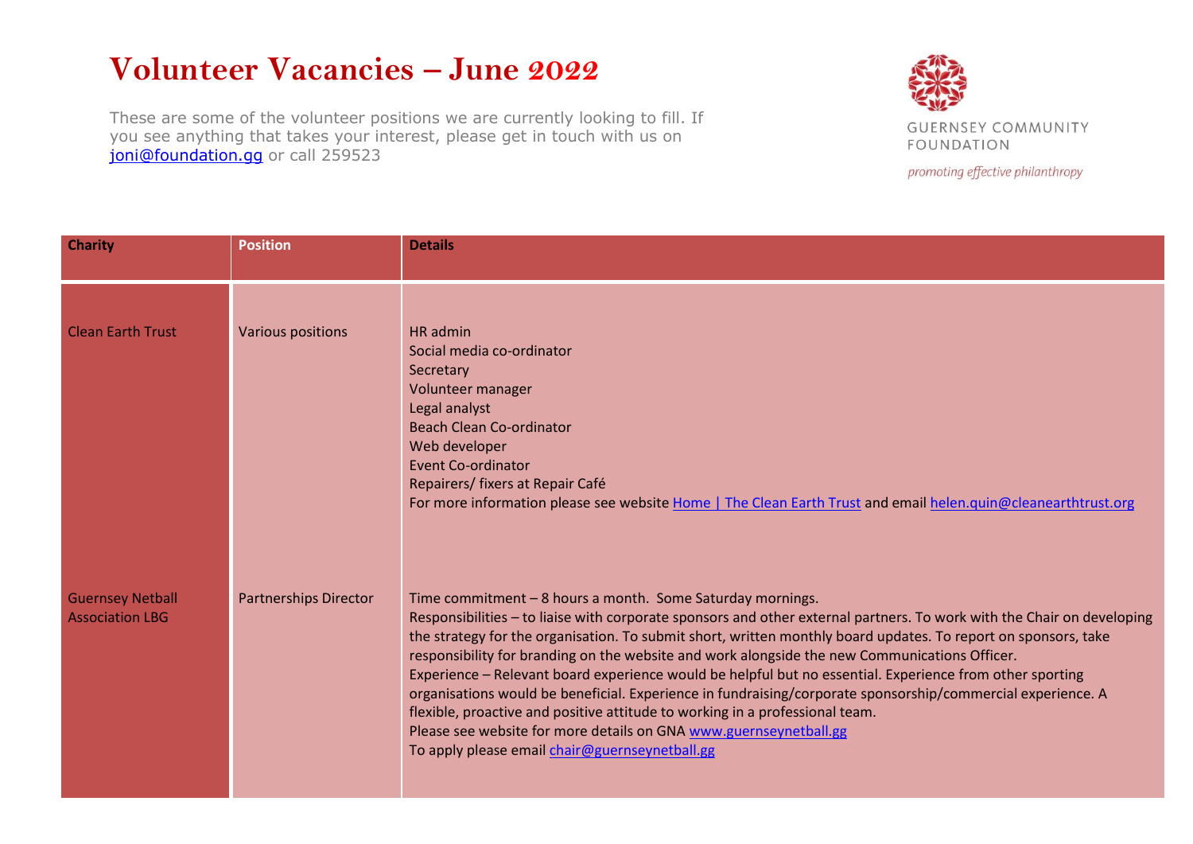# Volunteer Vacancies – June 2022

These are some of the volunteer positions we are currently looking to fill. If you see anything that takes your interest, please get in touch with us on joni@foundation.gg or call 259523

GUERNSEY COMMUNITY FOUNDATION

*promoting effective philanthropy*

| Charity | Position | Details |
|---|---|---|
| Clean Earth Trust | Various positions | HR admin<br>Social media co-ordinator<br>Secretary<br>Volunteer manager<br>Legal analyst<br>Beach Clean Co-ordinator<br>Web developer<br>Event Co-ordinator<br>Repairers/ fixers at Repair Café<br>For more information please see website Home \| The Clean Earth Trust and email helen.quin@cleanearthtrust.org |
| Guernsey Netball Association LBG | Partnerships Director | Time commitment – 8 hours a month. Some Saturday mornings.<br>Responsibilities – to liaise with corporate sponsors and other external partners. To work with the Chair on developing the strategy for the organisation. To submit short, written monthly board updates. To report on sponsors, take responsibility for branding on the website and work alongside the new Communications Officer.<br>Experience – Relevant board experience would be helpful but no essential. Experience from other sporting organisations would be beneficial. Experience in fundraising/corporate sponsorship/commercial experience. A flexible, proactive and positive attitude to working in a professional team.<br>Please see website for more details on GNA www.guernseynetball.gg<br>To apply please email chair@guernseynetball.gg |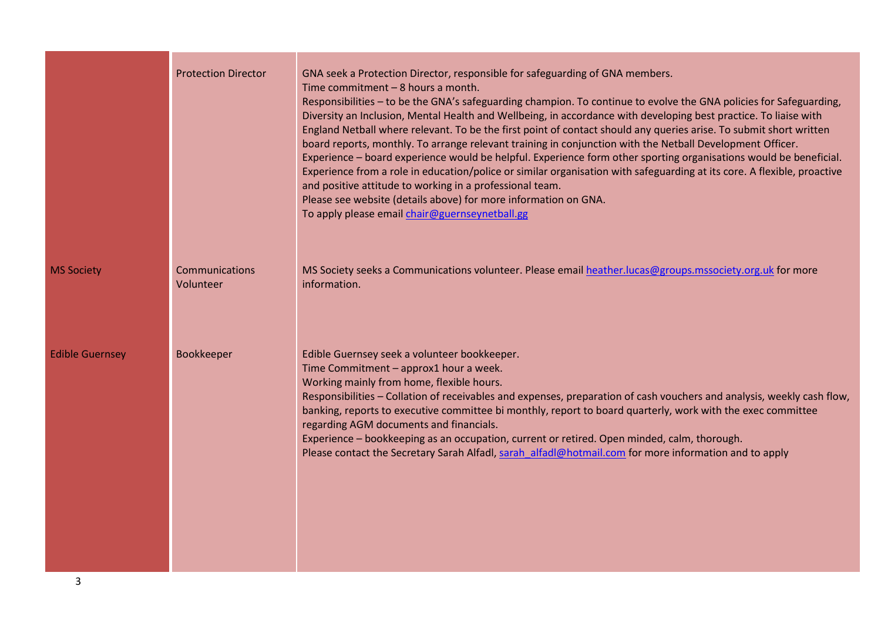| | | |
|---|---|---|
| | Protection Director | GNA seek a Protection Director, responsible for safeguarding of GNA members.<br>Time commitment – 8 hours a month.<br>Responsibilities – to be the GNA's safeguarding champion. To continue to evolve the GNA policies for Safeguarding, Diversity an Inclusion, Mental Health and Wellbeing, in accordance with developing best practice. To liaise with England Netball where relevant. To be the first point of contact should any queries arise. To submit short written board reports, monthly. To arrange relevant training in conjunction with the Netball Development Officer.<br>Experience – board experience would be helpful. Experience form other sporting organisations would be beneficial. Experience from a role in education/police or similar organisation with safeguarding at its core. A flexible, proactive and positive attitude to working in a professional team.<br>Please see website (details above) for more information on GNA.<br>To apply please email chair@guernseynetball.gg |
| MS Society | Communications Volunteer | MS Society seeks a Communications volunteer. Please email heather.lucas@groups.mssociety.org.uk for more information. |
| Edible Guernsey | Bookkeeper | Edible Guernsey seek a volunteer bookkeeper.<br>Time Commitment – approx1 hour a week.<br>Working mainly from home, flexible hours.<br>Responsibilities – Collation of receivables and expenses, preparation of cash vouchers and analysis, weekly cash flow, banking, reports to executive committee bi monthly, report to board quarterly, work with the exec committee regarding AGM documents and financials.<br>Experience – bookkeeping as an occupation, current or retired. Open minded, calm, thorough.<br>Please contact the Secretary Sarah Alfadl, sarah_alfadl@hotmail.com for more information and to apply |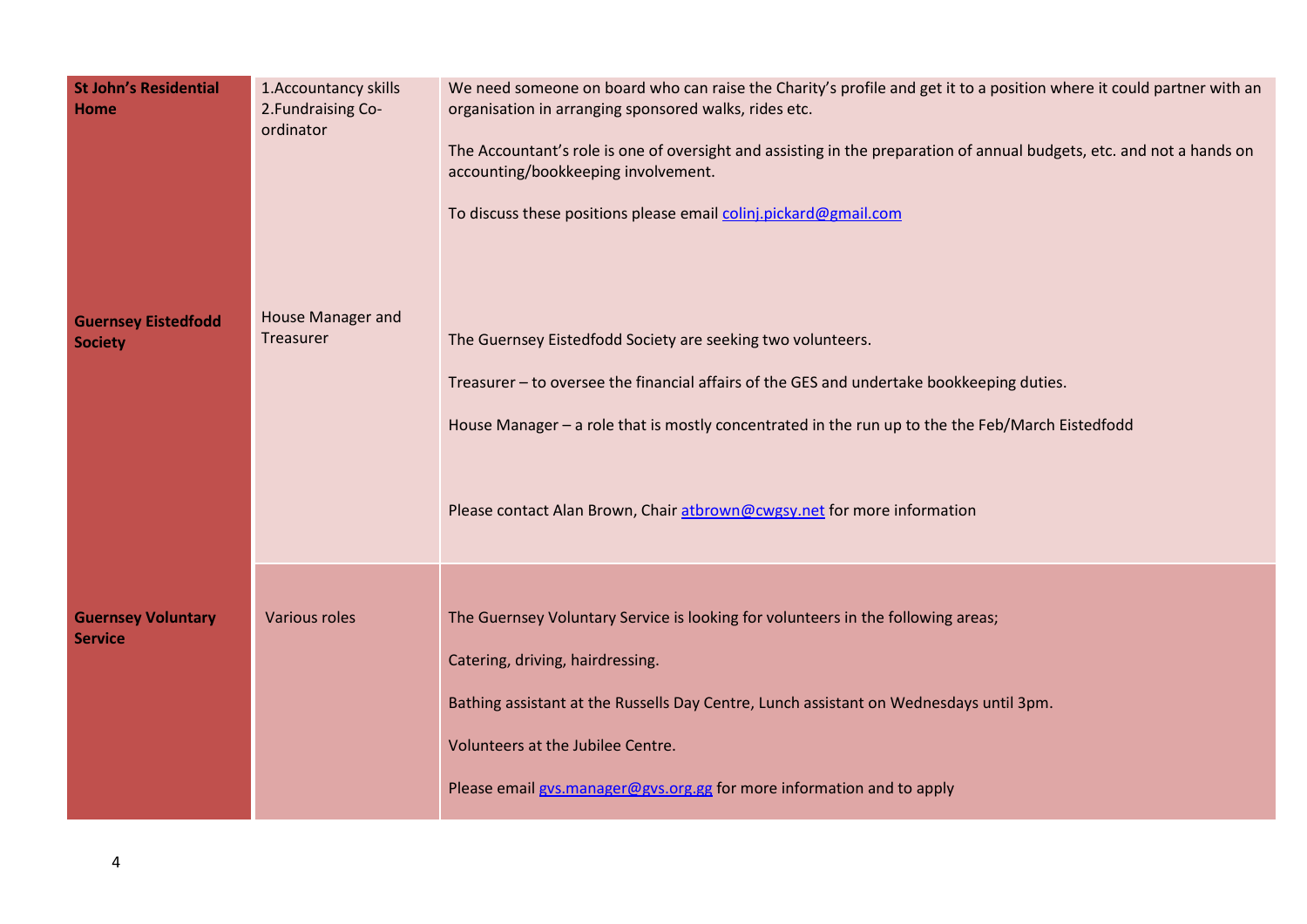| | | |
|---|---|---|
| **St John's Residential Home** | 1.Accountancy skills<br>2.Fundraising Co-ordinator | We need someone on board who can raise the Charity's profile and get it to a position where it could partner with an organisation in arranging sponsored walks, rides etc.<br><br>The Accountant's role is one of oversight and assisting in the preparation of annual budgets, etc. and not a hands on accounting/bookkeeping involvement.<br><br>To discuss these positions please email colinj.pickard@gmail.com |
| **Guernsey Eistedfodd Society** | House Manager and Treasurer | The Guernsey Eistedfodd Society are seeking two volunteers.<br><br>Treasurer – to oversee the financial affairs of the GES and undertake bookkeeping duties.<br><br>House Manager – a role that is mostly concentrated in the run up to the the Feb/March Eistedfodd<br><br>Please contact Alan Brown, Chair atbrown@cwgsy.net for more information |
| **Guernsey Voluntary Service** | Various roles | The Guernsey Voluntary Service is looking for volunteers in the following areas;<br><br>Catering, driving, hairdressing.<br><br>Bathing assistant at the Russells Day Centre, Lunch assistant on Wednesdays until 3pm.<br><br>Volunteers at the Jubilee Centre.<br><br>Please email gvs.manager@gvs.org.gg for more information and to apply |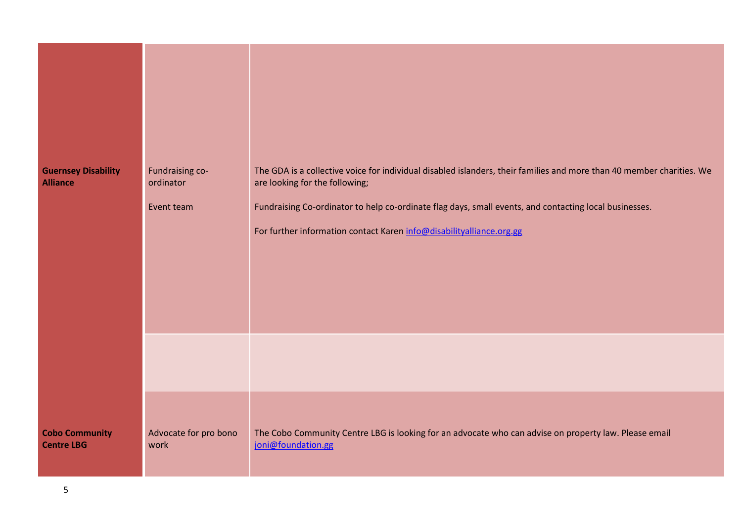| | | |
|---|---|---|
| **Guernsey Disability Alliance** | Fundraising co-ordinator<br><br>Event team | The GDA is a collective voice for individual disabled islanders, their families and more than 40 member charities. We are looking for the following;<br><br>Fundraising Co-ordinator to help co-ordinate flag days, small events, and contacting local businesses.<br><br>For further information contact Karen info@disabilityalliance.org.gg |
| | | |
| **Cobo Community Centre LBG** | Advocate for pro bono work | The Cobo Community Centre LBG is looking for an advocate who can advise on property law. Please email joni@foundation.gg |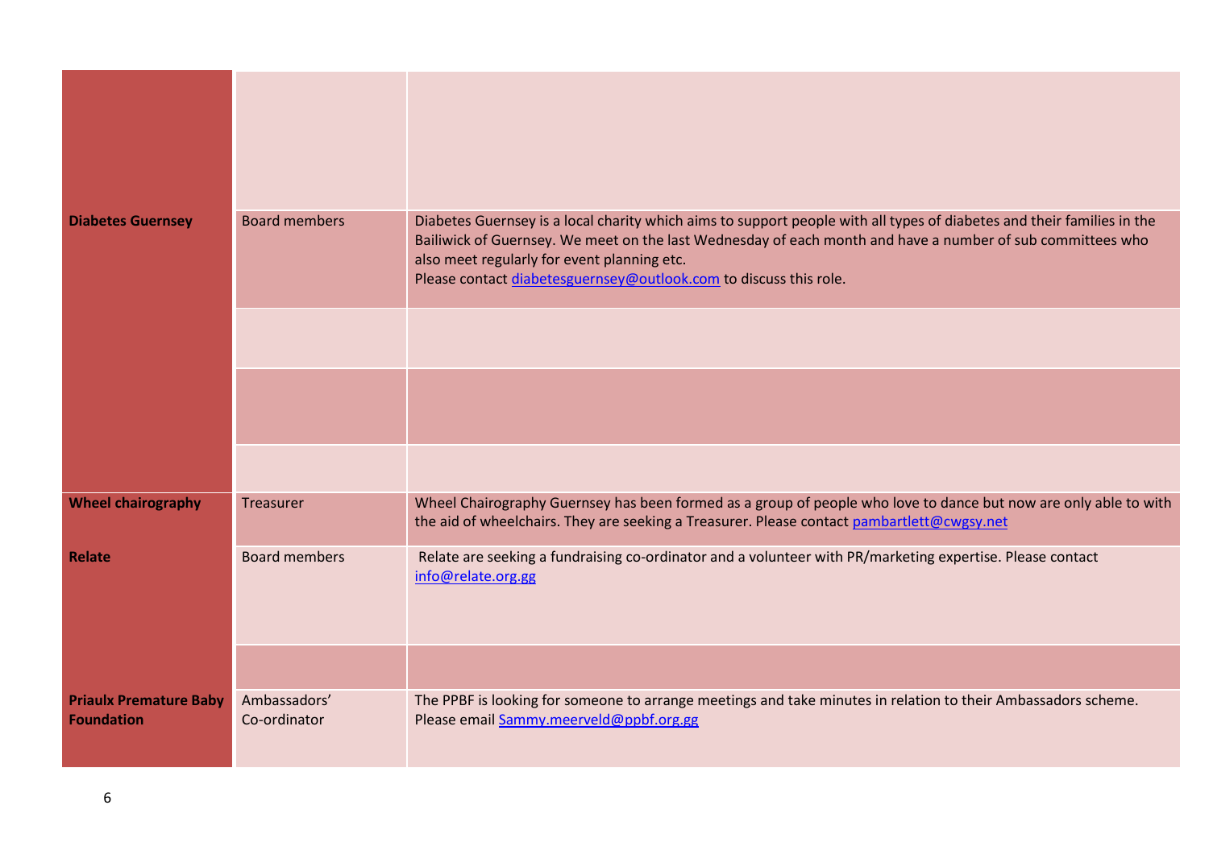| | | |
|---|---|---|
| | | |
| **Diabetes Guernsey** | Board members | Diabetes Guernsey is a local charity which aims to support people with all types of diabetes and their families in the Bailiwick of Guernsey. We meet on the last Wednesday of each month and have a number of sub committees who also meet regularly for event planning etc.<br>Please contact diabetesguernsey@outlook.com to discuss this role. |
| | | |
| | | |
| | | |
| **Wheel chairography** | Treasurer | Wheel Chairography Guernsey has been formed as a group of people who love to dance but now are only able to with the aid of wheelchairs. They are seeking a Treasurer. Please contact pambartlett@cwgsy.net |
| **Relate** | Board members | Relate are seeking a fundraising co-ordinator and a volunteer with PR/marketing expertise. Please contact info@relate.org.gg |
| | | |
| **Priaulx Premature Baby Foundation** | Ambassadors' Co-ordinator | The PPBF is looking for someone to arrange meetings and take minutes in relation to their Ambassadors scheme. Please email Sammy.meerveld@ppbf.org.gg |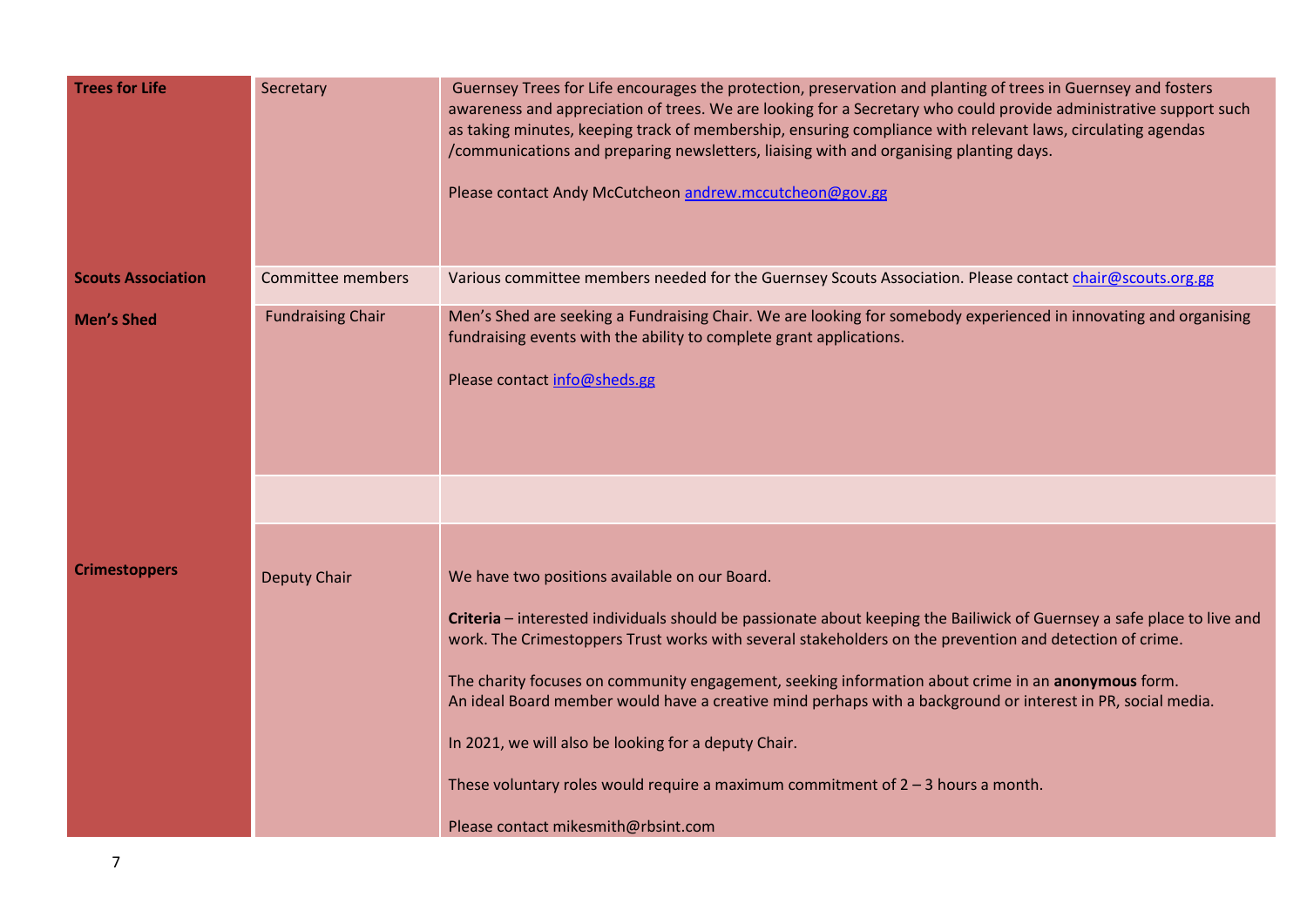| | | |
|---|---|---|
| **Trees for Life** | Secretary | Guernsey Trees for Life encourages the protection, preservation and planting of trees in Guernsey and fosters awareness and appreciation of trees. We are looking for a Secretary who could provide administrative support such as taking minutes, keeping track of membership, ensuring compliance with relevant laws, circulating agendas /communications and preparing newsletters, liaising with and organising planting days.<br><br>Please contact Andy McCutcheon [andrew.mccutcheon@gov.gg](mailto:andrew.mccutcheon@gov.gg) |
| **Scouts Association** | Committee members | Various committee members needed for the Guernsey Scouts Association. Please contact [chair@scouts.org.gg](mailto:chair@scouts.org.gg) |
| **Men's Shed** | Fundraising Chair | Men's Shed are seeking a Fundraising Chair. We are looking for somebody experienced in innovating and organising fundraising events with the ability to complete grant applications.<br><br>Please contact [info@sheds.gg](mailto:info@sheds.gg) |
| | | |
| **Crimestoppers** | Deputy Chair | We have two positions available on our Board.<br><br>**Criteria** – interested individuals should be passionate about keeping the Bailiwick of Guernsey a safe place to live and work. The Crimestoppers Trust works with several stakeholders on the prevention and detection of crime.<br><br>The charity focuses on community engagement, seeking information about crime in an **anonymous** form.<br>An ideal Board member would have a creative mind perhaps with a background or interest in PR, social media.<br><br>In 2021, we will also be looking for a deputy Chair.<br><br>These voluntary roles would require a maximum commitment of 2 – 3 hours a month.<br><br>Please contact mikesmith@rbsint.com |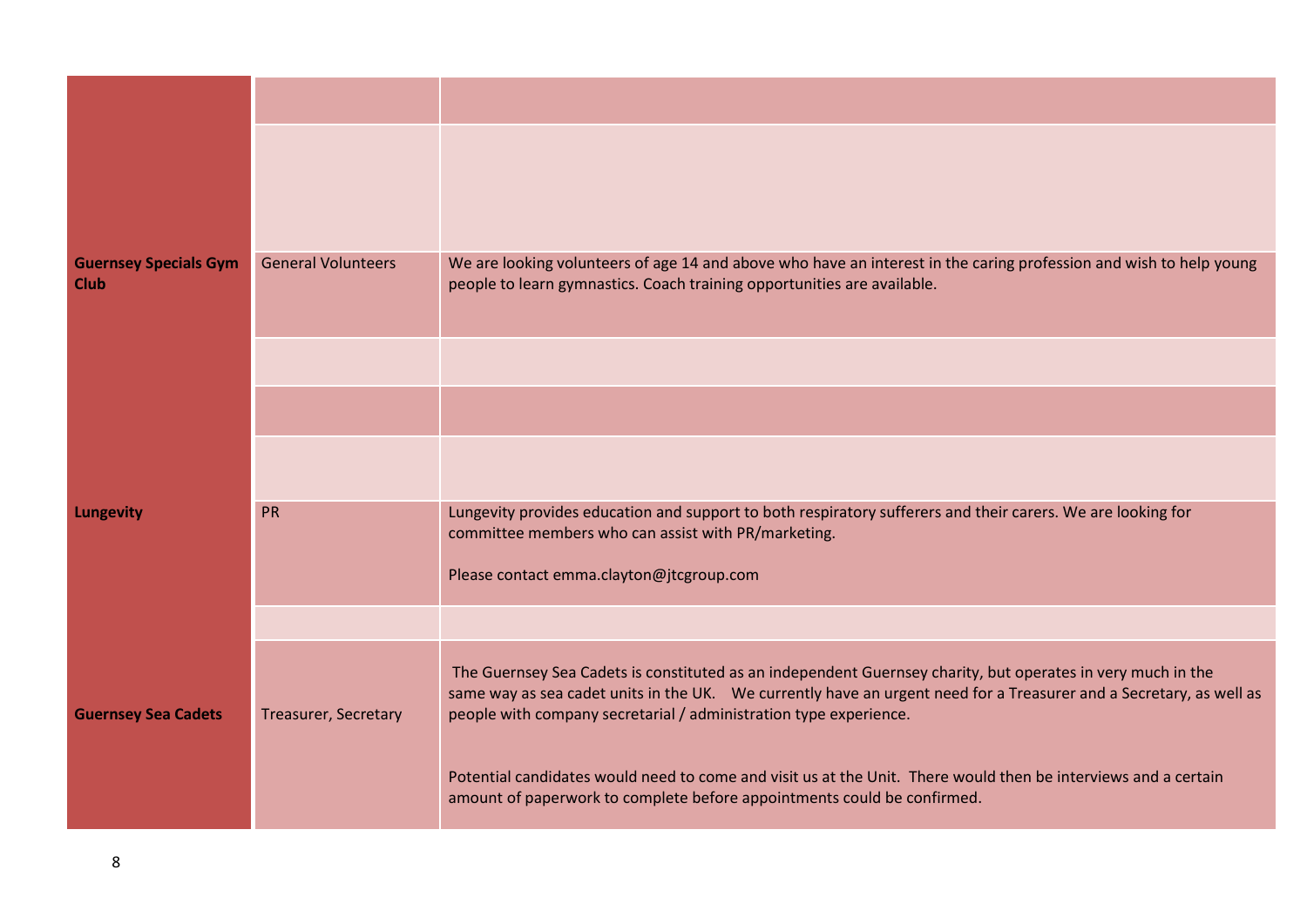| | | |
|---|---|---|
| **Guernsey Specials Gym Club** | General Volunteers | We are looking volunteers of age 14 and above who have an interest in the caring profession and wish to help young people to learn gymnastics. Coach training opportunities are available. |
| **Lungevity** | PR | Lungevity provides education and support to both respiratory sufferers and their carers. We are looking for committee members who can assist with PR/marketing.<br><br>Please contact emma.clayton@jtcgroup.com |
| **Guernsey Sea Cadets** | Treasurer, Secretary | The Guernsey Sea Cadets is constituted as an independent Guernsey charity, but operates in very much in the same way as sea cadet units in the UK. We currently have an urgent need for a Treasurer and a Secretary, as well as people with company secretarial / administration type experience.<br><br>Potential candidates would need to come and visit us at the Unit. There would then be interviews and a certain amount of paperwork to complete before appointments could be confirmed. |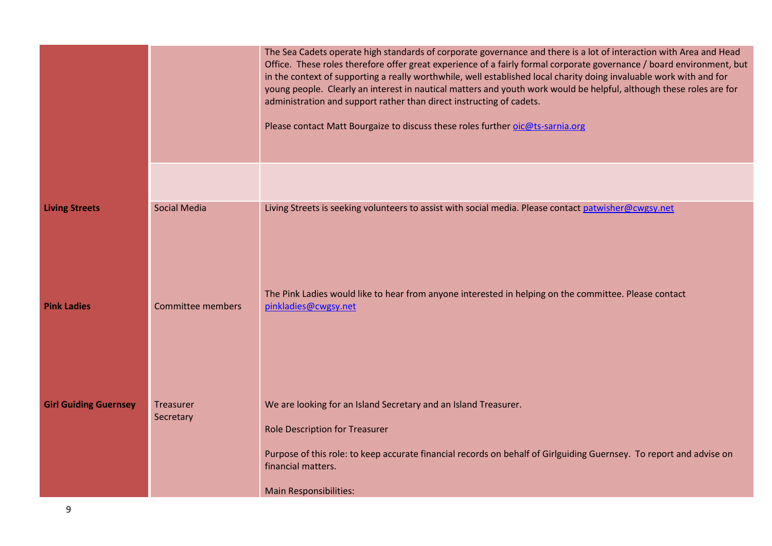| | | |
|---|---|---|
| | | The Sea Cadets operate high standards of corporate governance and there is a lot of interaction with Area and Head Office. These roles therefore offer great experience of a fairly formal corporate governance / board environment, but in the context of supporting a really worthwhile, well established local charity doing invaluable work with and for young people. Clearly an interest in nautical matters and youth work would be helpful, although these roles are for administration and support rather than direct instructing of cadets.<br><br>Please contact Matt Bourgaize to discuss these roles further oic@ts-sarnia.org |
| | | |
| **Living Streets** | Social Media | Living Streets is seeking volunteers to assist with social media. Please contact patwisher@cwgsy.net |
| **Pink Ladies** | Committee members | The Pink Ladies would like to hear from anyone interested in helping on the committee. Please contact pinkladies@cwgsy.net |
| **Girl Guiding Guernsey** | Treasurer<br>Secretary | We are looking for an Island Secretary and an Island Treasurer.<br><br>Role Description for Treasurer<br><br>Purpose of this role: to keep accurate financial records on behalf of Girlguiding Guernsey. To report and advise on financial matters.<br><br>Main Responsibilities: |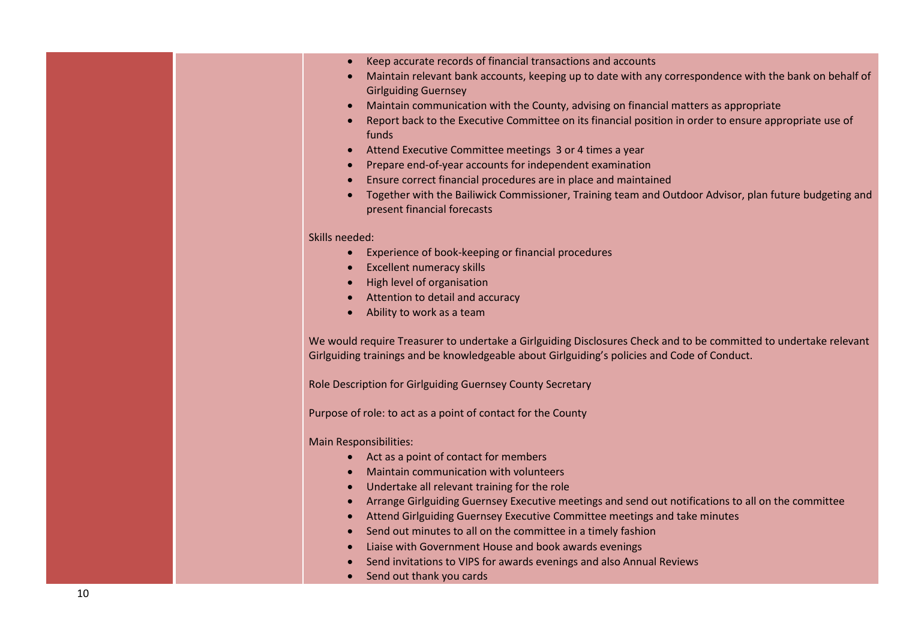- Keep accurate records of financial transactions and accounts
- Maintain relevant bank accounts, keeping up to date with any correspondence with the bank on behalf of Girlguiding Guernsey
- Maintain communication with the County, advising on financial matters as appropriate
- Report back to the Executive Committee on its financial position in order to ensure appropriate use of funds
- Attend Executive Committee meetings 3 or 4 times a year
- Prepare end-of-year accounts for independent examination
- Ensure correct financial procedures are in place and maintained
- Together with the Bailiwick Commissioner, Training team and Outdoor Advisor, plan future budgeting and present financial forecasts

Skills needed:

- Experience of book-keeping or financial procedures
- Excellent numeracy skills
- High level of organisation
- Attention to detail and accuracy
- Ability to work as a team

We would require Treasurer to undertake a Girlguiding Disclosures Check and to be committed to undertake relevant Girlguiding trainings and be knowledgeable about Girlguiding's policies and Code of Conduct.

Role Description for Girlguiding Guernsey County Secretary

Purpose of role: to act as a point of contact for the County

Main Responsibilities:

- Act as a point of contact for members
- Maintain communication with volunteers
- Undertake all relevant training for the role
- Arrange Girlguiding Guernsey Executive meetings and send out notifications to all on the committee
- Attend Girlguiding Guernsey Executive Committee meetings and take minutes
- Send out minutes to all on the committee in a timely fashion
- Liaise with Government House and book awards evenings
- Send invitations to VIPS for awards evenings and also Annual Reviews
- Send out thank you cards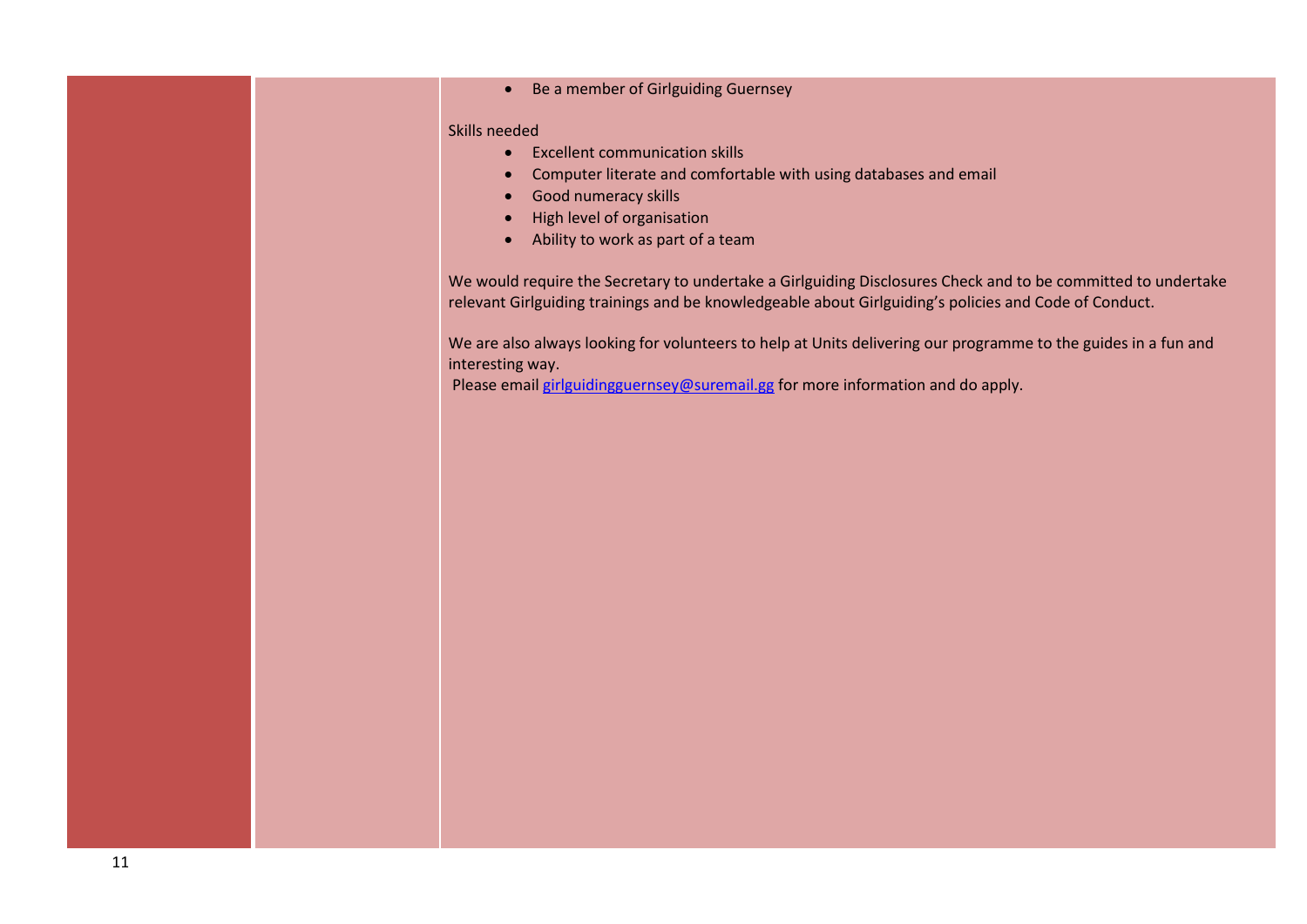- Be a member of Girlguiding Guernsey

Skills needed

- Excellent communication skills
- Computer literate and comfortable with using databases and email
- Good numeracy skills
- High level of organisation
- Ability to work as part of a team

We would require the Secretary to undertake a Girlguiding Disclosures Check and to be committed to undertake relevant Girlguiding trainings and be knowledgeable about Girlguiding's policies and Code of Conduct.

We are also always looking for volunteers to help at Units delivering our programme to the guides in a fun and interesting way.
Please email girlguidingguernsey@suremail.gg for more information and do apply.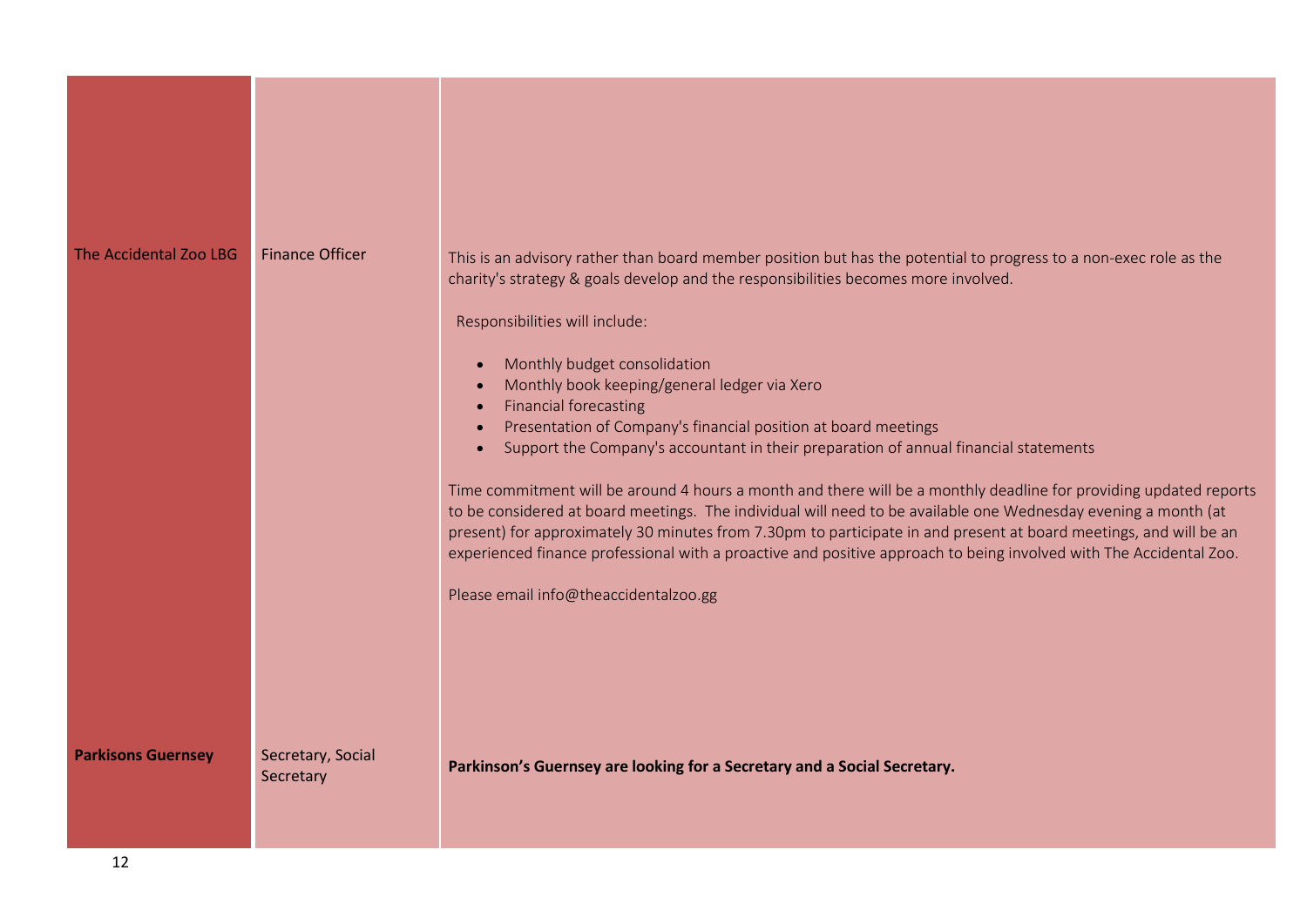| | | |
|---|---|---|
| The Accidental Zoo LBG | Finance Officer | This is an advisory rather than board member position but has the potential to progress to a non-exec role as the charity's strategy & goals develop and the responsibilities becomes more involved.<br><br>Responsibilities will include:<br><br>• Monthly budget consolidation<br>• Monthly book keeping/general ledger via Xero<br>• Financial forecasting<br>• Presentation of Company's financial position at board meetings<br>• Support the Company's accountant in their preparation of annual financial statements<br><br>Time commitment will be around 4 hours a month and there will be a monthly deadline for providing updated reports to be considered at board meetings. The individual will need to be available one Wednesday evening a month (at present) for approximately 30 minutes from 7.30pm to participate in and present at board meetings, and will be an experienced finance professional with a proactive and positive approach to being involved with The Accidental Zoo.<br><br>Please email info@theaccidentalzoo.gg |
| **Parkisons Guernsey** | Secretary, Social Secretary | **Parkinson's Guernsey are looking for a Secretary and a Social Secretary.** |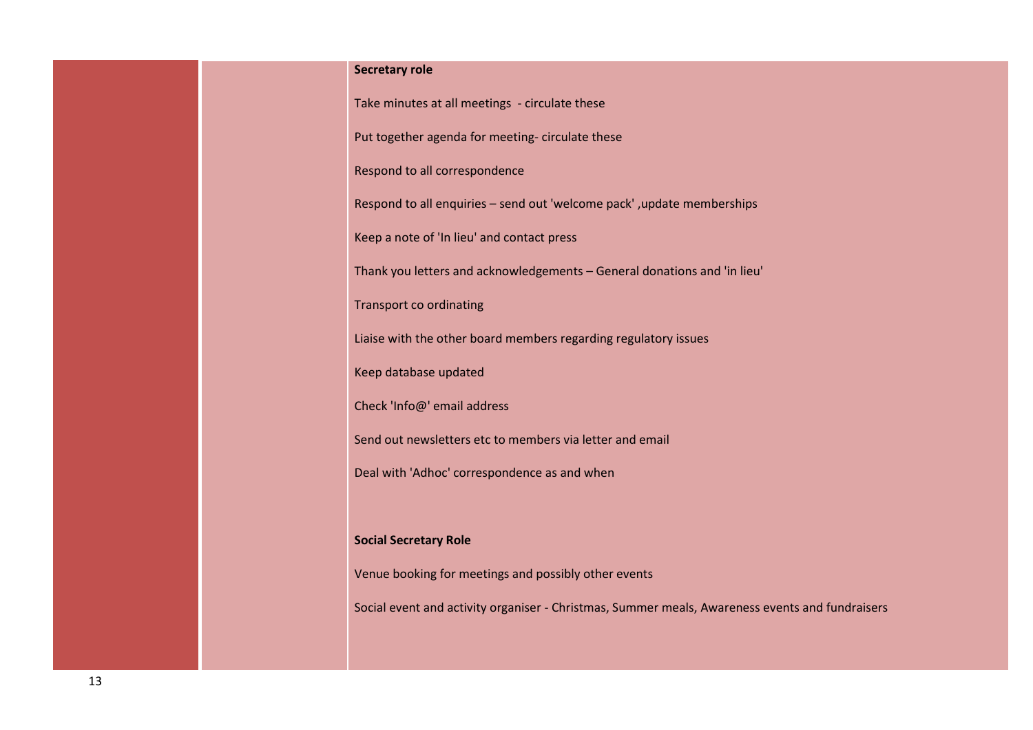**Secretary role**

Take minutes at all meetings - circulate these

Put together agenda for meeting- circulate these

Respond to all correspondence

Respond to all enquiries – send out 'welcome pack' ,update memberships

Keep a note of 'In lieu' and contact press

Thank you letters and acknowledgements – General donations and 'in lieu'

Transport co ordinating

Liaise with the other board members regarding regulatory issues

Keep database updated

Check 'Info@' email address

Send out newsletters etc to members via letter and email

Deal with 'Adhoc' correspondence as and when

**Social Secretary Role**

Venue booking for meetings and possibly other events

Social event and activity organiser - Christmas, Summer meals, Awareness events and fundraisers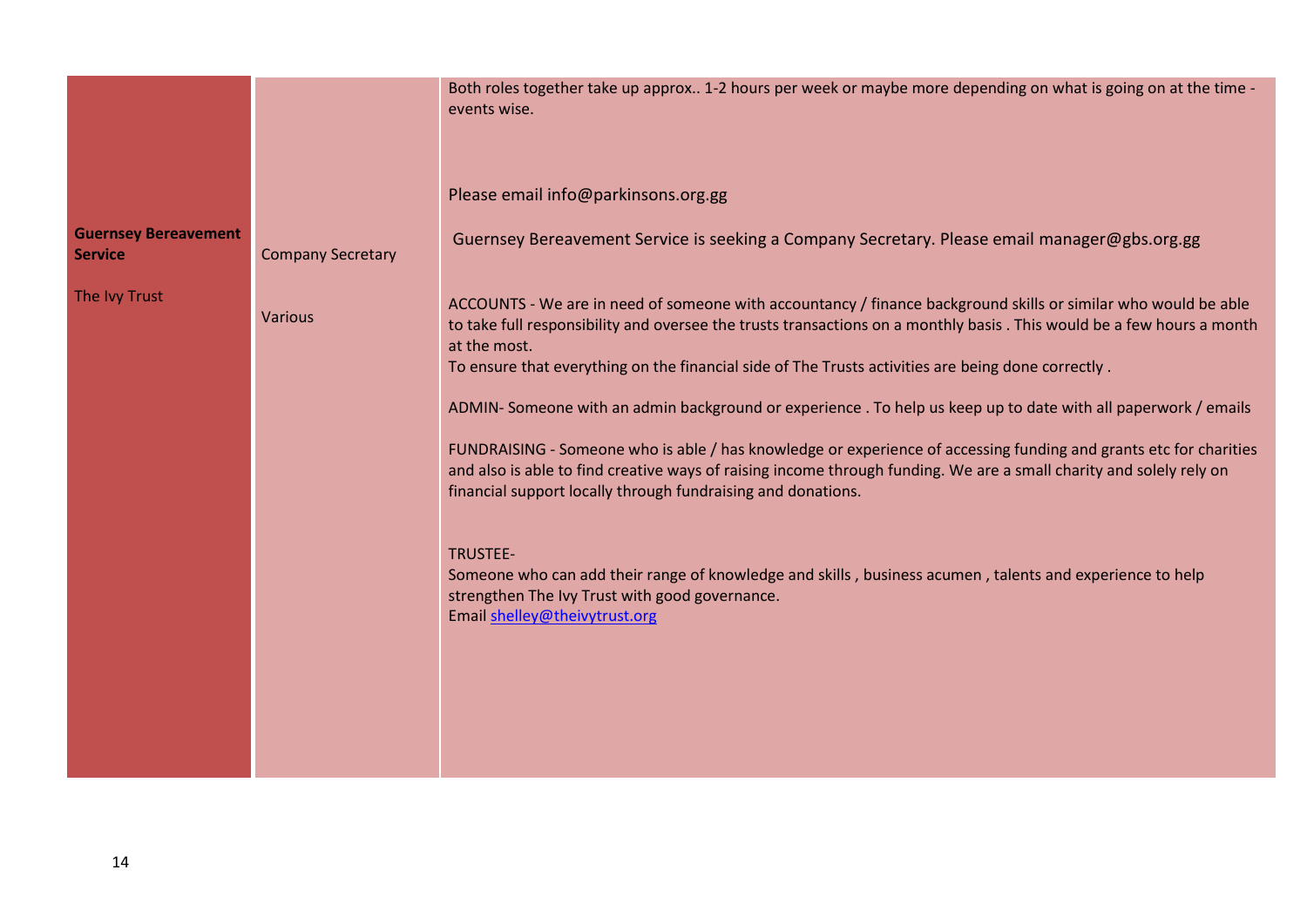| | | |
|---|---|---|
| | | Both roles together take up approx.. 1-2 hours per week or maybe more depending on what is going on at the time - events wise.<br><br>Please email info@parkinsons.org.gg |
| **Guernsey Bereavement Service** | Company Secretary | Guernsey Bereavement Service is seeking a Company Secretary. Please email manager@gbs.org.gg |
| The Ivy Trust | Various | ACCOUNTS - We are in need of someone with accountancy / finance background skills or similar who would be able to take full responsibility and oversee the trusts transactions on a monthly basis . This would be a few hours a month at the most.<br>To ensure that everything on the financial side of The Trusts activities are being done correctly .<br><br>ADMIN- Someone with an admin background or experience . To help us keep up to date with all paperwork / emails<br><br>FUNDRAISING - Someone who is able / has knowledge or experience of accessing funding and grants etc for charities and also is able to find creative ways of raising income through funding. We are a small charity and solely rely on financial support locally through fundraising and donations.<br><br>TRUSTEE-<br>Someone who can add their range of knowledge and skills , business acumen , talents and experience to help strengthen The Ivy Trust with good governance.<br>Email shelley@theivytrust.org |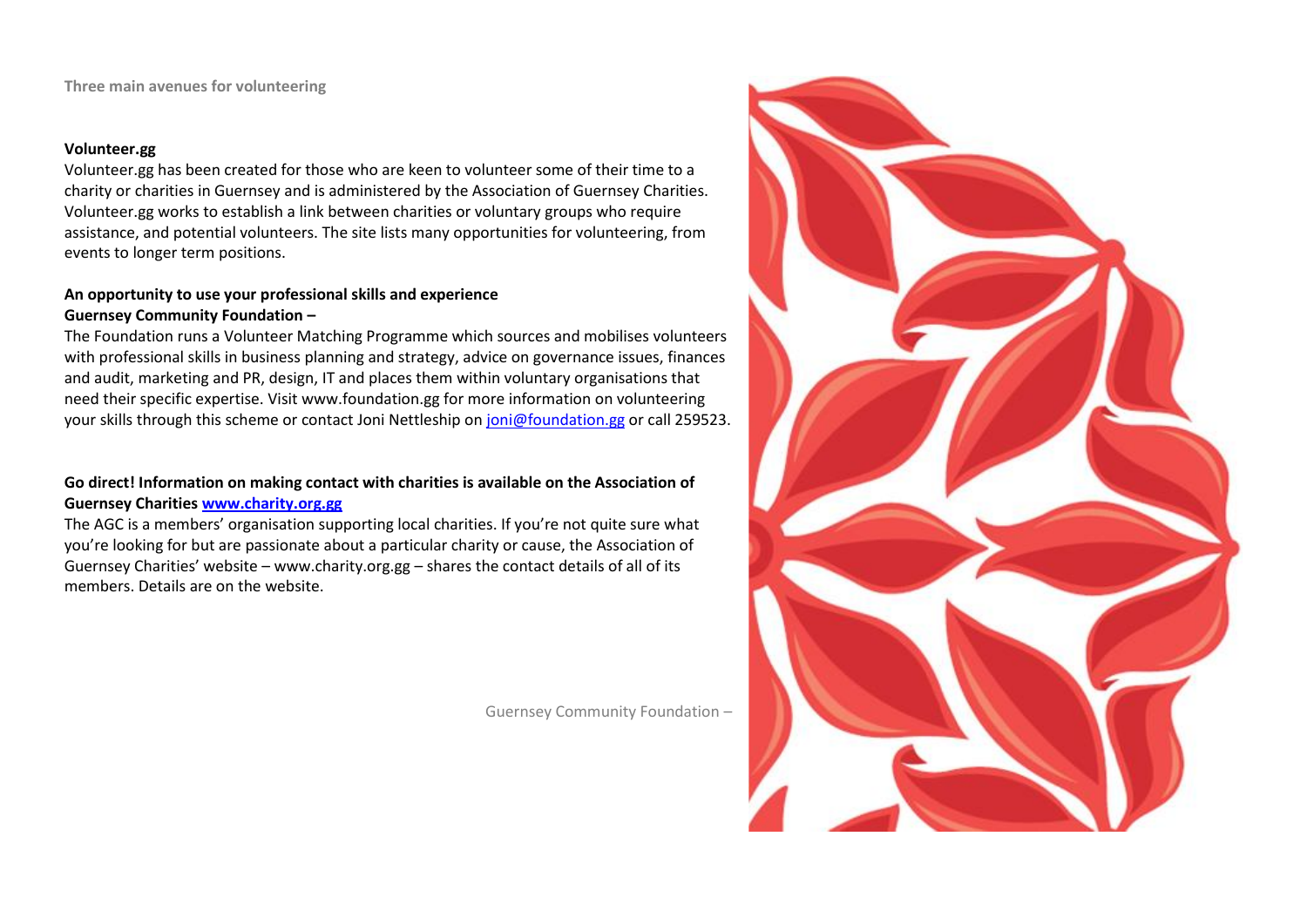## Three main avenues for volunteering

**Volunteer.gg**

Volunteer.gg has been created for those who are keen to volunteer some of their time to a charity or charities in Guernsey and is administered by the Association of Guernsey Charities. Volunteer.gg works to establish a link between charities or voluntary groups who require assistance, and potential volunteers. The site lists many opportunities for volunteering, from events to longer term positions.

**An opportunity to use your professional skills and experience**
**Guernsey Community Foundation –**

The Foundation runs a Volunteer Matching Programme which sources and mobilises volunteers with professional skills in business planning and strategy, advice on governance issues, finances and audit, marketing and PR, design, IT and places them within voluntary organisations that need their specific expertise. Visit www.foundation.gg for more information on volunteering your skills through this scheme or contact Joni Nettleship on joni@foundation.gg or call 259523.

**Go direct! Information on making contact with charities is available on the Association of Guernsey Charities www.charity.org.gg**

The AGC is a members' organisation supporting local charities. If you're not quite sure what you're looking for but are passionate about a particular charity or cause, the Association of Guernsey Charities' website – www.charity.org.gg – shares the contact details of all of its members. Details are on the website.